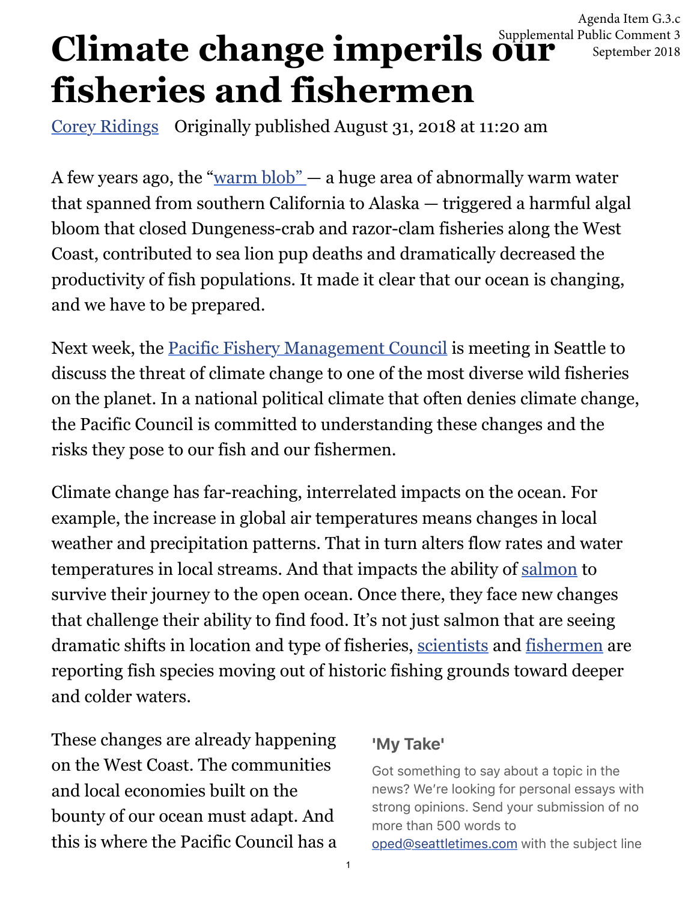Agenda Item G.3.c
Supplemental Public Comment 3
September 2018

# Climate change imperils our fisheries and fishermen

Corey Ridings   Originally published August 31, 2018 at 11:20 am

A few years ago, the "warm blob" — a huge area of abnormally warm water that spanned from southern California to Alaska — triggered a harmful algal bloom that closed Dungeness-crab and razor-clam fisheries along the West Coast, contributed to sea lion pup deaths and dramatically decreased the productivity of fish populations. It made it clear that our ocean is changing, and we have to be prepared.

Next week, the Pacific Fishery Management Council is meeting in Seattle to discuss the threat of climate change to one of the most diverse wild fisheries on the planet. In a national political climate that often denies climate change, the Pacific Council is committed to understanding these changes and the risks they pose to our fish and our fishermen.

Climate change has far-reaching, interrelated impacts on the ocean. For example, the increase in global air temperatures means changes in local weather and precipitation patterns. That in turn alters flow rates and water temperatures in local streams. And that impacts the ability of salmon to survive their journey to the open ocean. Once there, they face new changes that challenge their ability to find food. It's not just salmon that are seeing dramatic shifts in location and type of fisheries, scientists and fishermen are reporting fish species moving out of historic fishing grounds toward deeper and colder waters.

These changes are already happening on the West Coast. The communities and local economies built on the bounty of our ocean must adapt. And this is where the Pacific Council has a

**'My Take'**

Got something to say about a topic in the news? We're looking for personal essays with strong opinions. Send your submission of no more than 500 words to oped@seattletimes.com with the subject line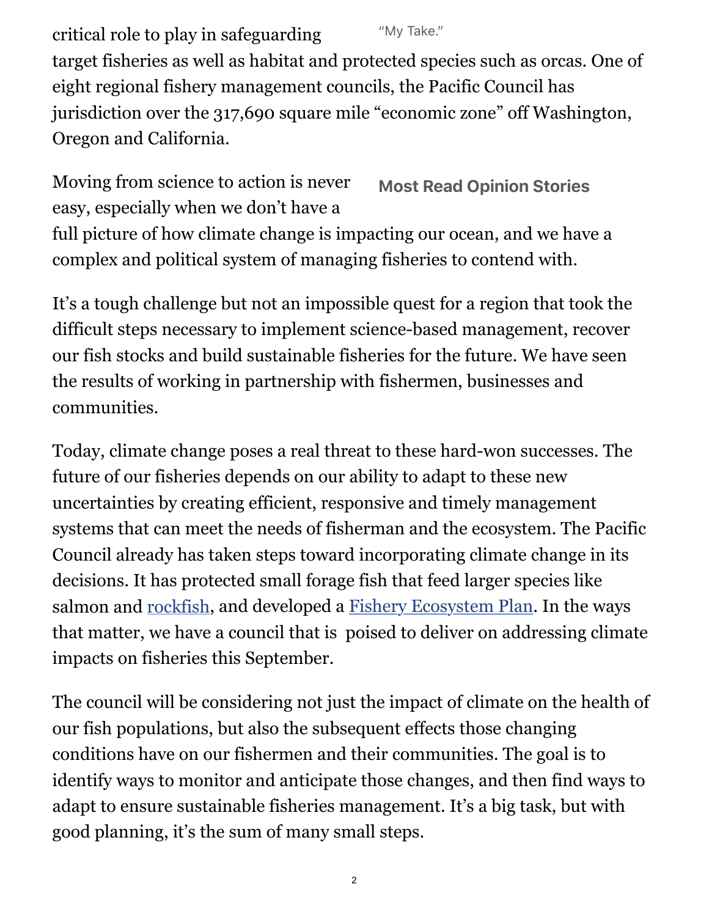critical role to play in safeguarding target fisheries as well as habitat and protected species such as orcas. One of eight regional fishery management councils, the Pacific Council has jurisdiction over the 317,690 square mile “economic zone” off Washington, Oregon and California.

Moving from science to action is never easy, especially when we don’t have a full picture of how climate change is impacting our ocean, and we have a complex and political system of managing fisheries to contend with.

It’s a tough challenge but not an impossible quest for a region that took the difficult steps necessary to implement science-based management, recover our fish stocks and build sustainable fisheries for the future. We have seen the results of working in partnership with fishermen, businesses and communities.

Today, climate change poses a real threat to these hard-won successes. The future of our fisheries depends on our ability to adapt to these new uncertainties by creating efficient, responsive and timely management systems that can meet the needs of fisherman and the ecosystem. The Pacific Council already has taken steps toward incorporating climate change in its decisions. It has protected small forage fish that feed larger species like salmon and rockfish, and developed a Fishery Ecosystem Plan. In the ways that matter, we have a council that is  poised to deliver on addressing climate impacts on fisheries this September.

The council will be considering not just the impact of climate on the health of our fish populations, but also the subsequent effects those changing conditions have on our fishermen and their communities. The goal is to identify ways to monitor and anticipate those changes, and then find ways to adapt to ensure sustainable fisheries management. It’s a big task, but with good planning, it’s the sum of many small steps.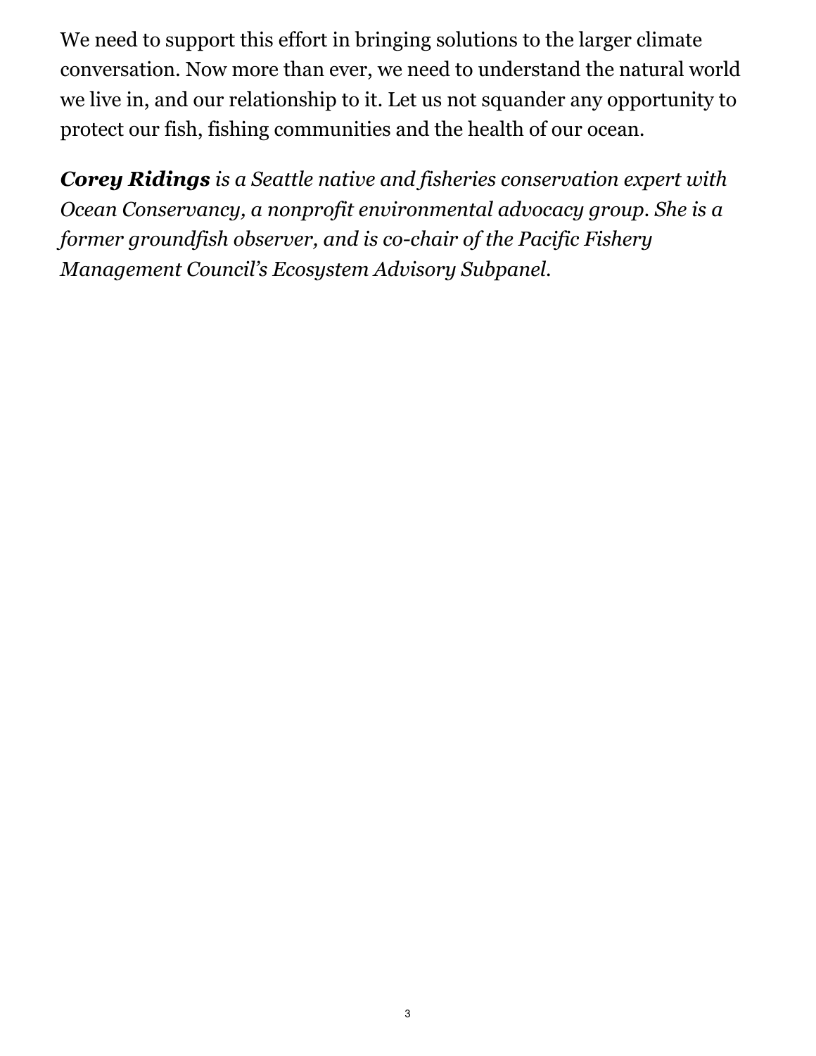We need to support this effort in bringing solutions to the larger climate conversation. Now more than ever, we need to understand the natural world we live in, and our relationship to it. Let us not squander any opportunity to protect our fish, fishing communities and the health of our ocean.

***Corey Ridings*** *is a Seattle native and fisheries conservation expert with Ocean Conservancy, a nonprofit environmental advocacy group. She is a former groundfish observer, and is co-chair of the Pacific Fishery Management Council's Ecosystem Advisory Subpanel.*